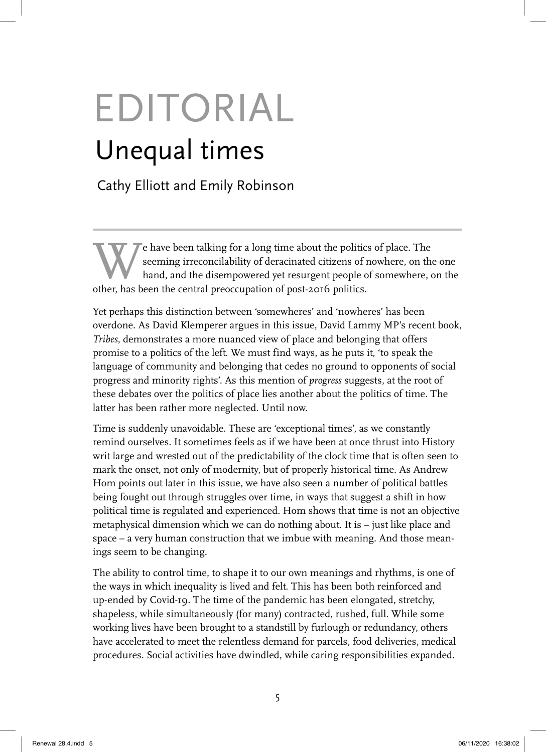# EDITORIAL

## Unequal times

Cathy Elliott and Emily Robinson

We have been talking for a long time about the politics of place. The seeming irreconcilability of deracinated citizens of nowhere, on the one hand, and the disempowered yet resurgent people of somewhere, on the other, has been the central preoccupation of post-2016 politics.

Yet perhaps this distinction between 'somewheres' and 'nowheres' has been overdone. As David Klemperer argues in this issue, David Lammy MP's recent book, *Tribes*, demonstrates a more nuanced view of place and belonging that offers promise to a politics of the left. We must find ways, as he puts it, 'to speak the language of community and belonging that cedes no ground to opponents of social progress and minority rights'. As this mention of *progress* suggests, at the root of these debates over the politics of place lies another about the politics of time. The latter has been rather more neglected. Until now.

Time is suddenly unavoidable. These are 'exceptional times', as we constantly remind ourselves. It sometimes feels as if we have been at once thrust into History writ large and wrested out of the predictability of the clock time that is often seen to mark the onset, not only of modernity, but of properly historical time. As Andrew Hom points out later in this issue, we have also seen a number of political battles being fought out through struggles over time, in ways that suggest a shift in how political time is regulated and experienced. Hom shows that time is not an objective metaphysical dimension which we can do nothing about. It is – just like place and space – a very human construction that we imbue with meaning. And those meanings seem to be changing.

The ability to control time, to shape it to our own meanings and rhythms, is one of the ways in which inequality is lived and felt. This has been both reinforced and up-ended by Covid-19. The time of the pandemic has been elongated, stretchy, shapeless, while simultaneously (for many) contracted, rushed, full. While some working lives have been brought to a standstill by furlough or redundancy, others have accelerated to meet the relentless demand for parcels, food deliveries, medical procedures. Social activities have dwindled, while caring responsibilities expanded.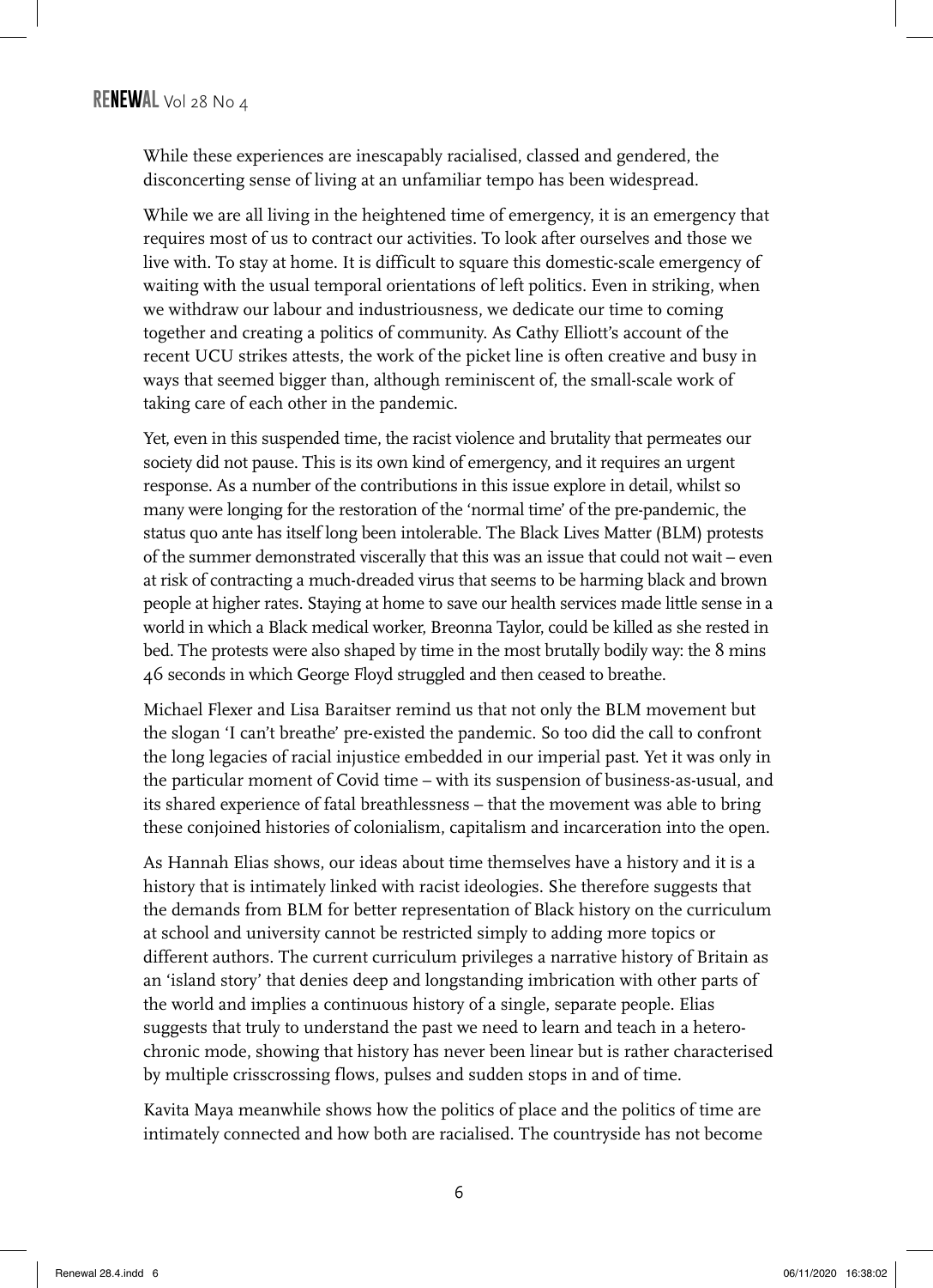While these experiences are inescapably racialised, classed and gendered, the disconcerting sense of living at an unfamiliar tempo has been widespread.

While we are all living in the heightened time of emergency, it is an emergency that requires most of us to contract our activities. To look after ourselves and those we live with. To stay at home. It is difficult to square this domestic-scale emergency of waiting with the usual temporal orientations of left politics. Even in striking, when we withdraw our labour and industriousness, we dedicate our time to coming together and creating a politics of community. As Cathy Elliott's account of the recent UCU strikes attests, the work of the picket line is often creative and busy in ways that seemed bigger than, although reminiscent of, the small-scale work of taking care of each other in the pandemic.

Yet, even in this suspended time, the racist violence and brutality that permeates our society did not pause. This is its own kind of emergency, and it requires an urgent response. As a number of the contributions in this issue explore in detail, whilst so many were longing for the restoration of the 'normal time' of the pre-pandemic, the status quo ante has itself long been intolerable. The Black Lives Matter (BLM) protests of the summer demonstrated viscerally that this was an issue that could not wait – even at risk of contracting a much-dreaded virus that seems to be harming black and brown people at higher rates. Staying at home to save our health services made little sense in a world in which a Black medical worker, Breonna Taylor, could be killed as she rested in bed. The protests were also shaped by time in the most brutally bodily way: the 8 mins 46 seconds in which George Floyd struggled and then ceased to breathe.

Michael Flexer and Lisa Baraitser remind us that not only the BLM movement but the slogan 'I can't breathe' pre-existed the pandemic. So too did the call to confront the long legacies of racial injustice embedded in our imperial past. Yet it was only in the particular moment of Covid time – with its suspension of business-as-usual, and its shared experience of fatal breathlessness – that the movement was able to bring these conjoined histories of colonialism, capitalism and incarceration into the open.

As Hannah Elias shows, our ideas about time themselves have a history and it is a history that is intimately linked with racist ideologies. She therefore suggests that the demands from BLM for better representation of Black history on the curriculum at school and university cannot be restricted simply to adding more topics or different authors. The current curriculum privileges a narrative history of Britain as an 'island story' that denies deep and longstanding imbrication with other parts of the world and implies a continuous history of a single, separate people. Elias suggests that truly to understand the past we need to learn and teach in a heterochronic mode, showing that history has never been linear but is rather characterised by multiple crisscrossing flows, pulses and sudden stops in and of time.

Kavita Maya meanwhile shows how the politics of place and the politics of time are intimately connected and how both are racialised. The countryside has not become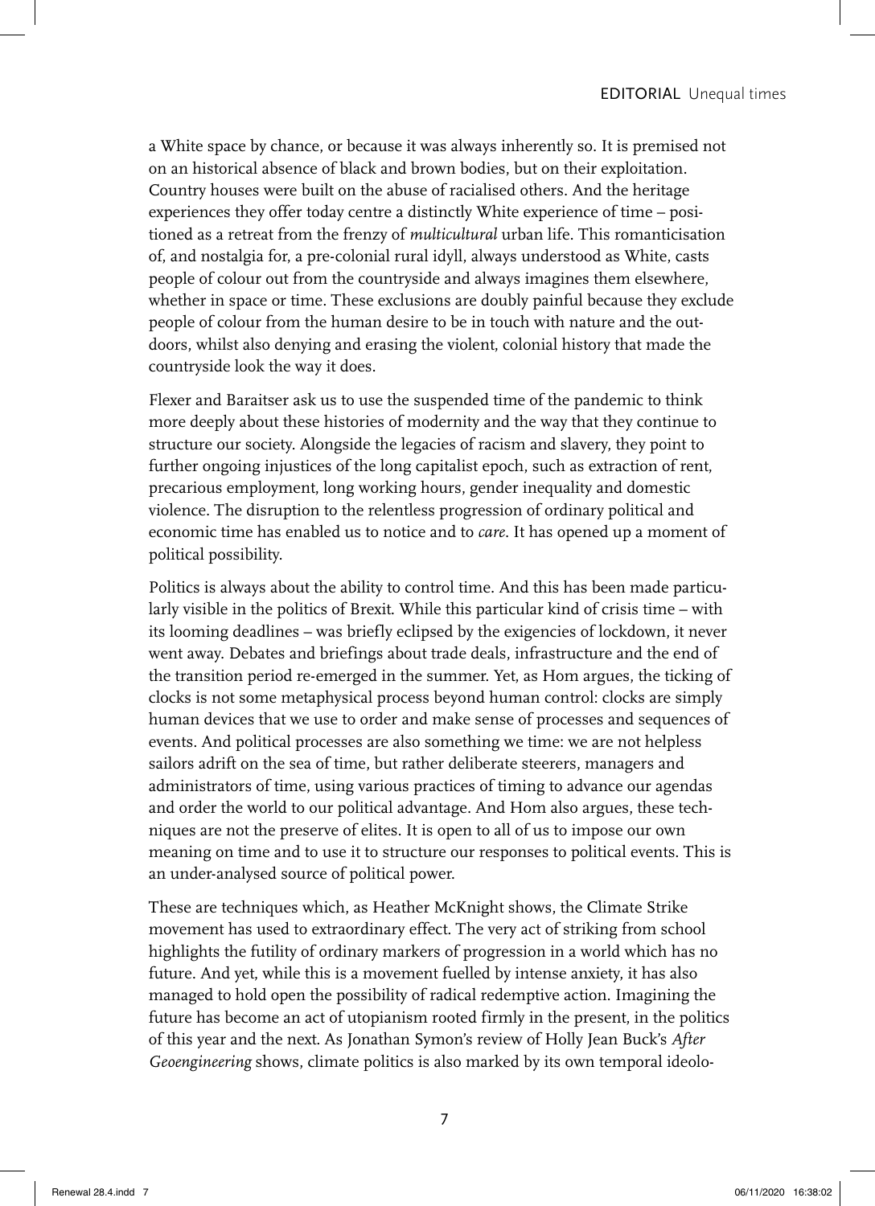a White space by chance, or because it was always inherently so. It is premised not on an historical absence of black and brown bodies, but on their exploitation. Country houses were built on the abuse of racialised others. And the heritage experiences they offer today centre a distinctly White experience of time – positioned as a retreat from the frenzy of *multicultural* urban life. This romanticisation of, and nostalgia for, a pre-colonial rural idyll, always understood as White, casts people of colour out from the countryside and always imagines them elsewhere, whether in space or time. These exclusions are doubly painful because they exclude people of colour from the human desire to be in touch with nature and the outdoors, whilst also denying and erasing the violent, colonial history that made the countryside look the way it does.

Flexer and Baraitser ask us to use the suspended time of the pandemic to think more deeply about these histories of modernity and the way that they continue to structure our society. Alongside the legacies of racism and slavery, they point to further ongoing injustices of the long capitalist epoch, such as extraction of rent, precarious employment, long working hours, gender inequality and domestic violence. The disruption to the relentless progression of ordinary political and economic time has enabled us to notice and to *care*. It has opened up a moment of political possibility.

Politics is always about the ability to control time. And this has been made particularly visible in the politics of Brexit. While this particular kind of crisis time – with its looming deadlines – was briefly eclipsed by the exigencies of lockdown, it never went away. Debates and briefings about trade deals, infrastructure and the end of the transition period re-emerged in the summer. Yet, as Hom argues, the ticking of clocks is not some metaphysical process beyond human control: clocks are simply human devices that we use to order and make sense of processes and sequences of events. And political processes are also something we time: we are not helpless sailors adrift on the sea of time, but rather deliberate steerers, managers and administrators of time, using various practices of timing to advance our agendas and order the world to our political advantage. And Hom also argues, these techniques are not the preserve of elites. It is open to all of us to impose our own meaning on time and to use it to structure our responses to political events. This is an under-analysed source of political power.

These are techniques which, as Heather McKnight shows, the Climate Strike movement has used to extraordinary effect. The very act of striking from school highlights the futility of ordinary markers of progression in a world which has no future. And yet, while this is a movement fuelled by intense anxiety, it has also managed to hold open the possibility of radical redemptive action. Imagining the future has become an act of utopianism rooted firmly in the present, in the politics of this year and the next. As Jonathan Symon's review of Holly Jean Buck's *After Geoengineering* shows, climate politics is also marked by its own temporal ideolo-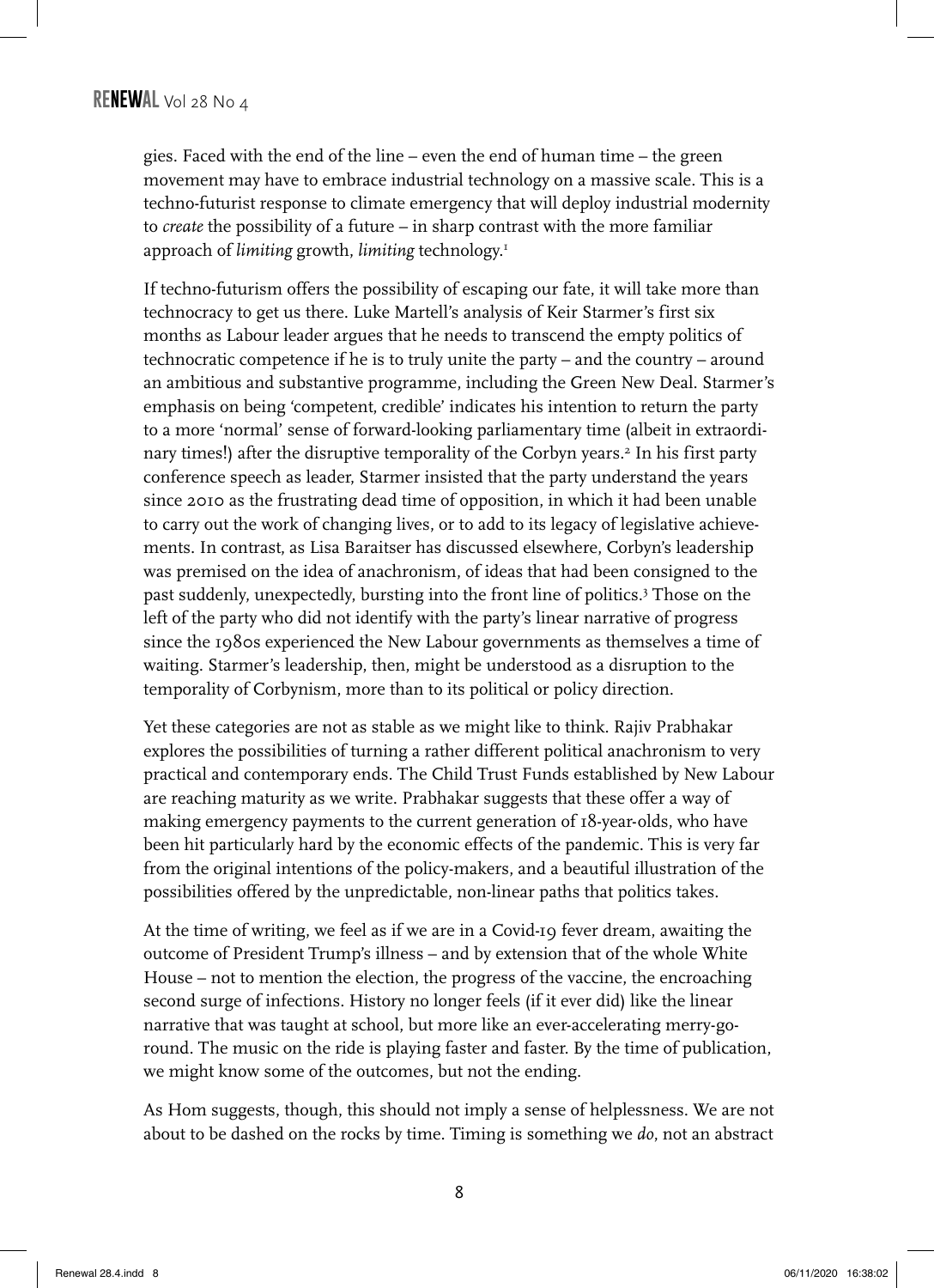gies. Faced with the end of the line – even the end of human time – the green movement may have to embrace industrial technology on a massive scale. This is a techno-futurist response to climate emergency that will deploy industrial modernity to *create* the possibility of a future – in sharp contrast with the more familiar approach of *limiting* growth, *limiting* technology.[1]

If techno-futurism offers the possibility of escaping our fate, it will take more than technocracy to get us there. Luke Martell's analysis of Keir Starmer's first six months as Labour leader argues that he needs to transcend the empty politics of technocratic competence if he is to truly unite the party – and the country – around an ambitious and substantive programme, including the Green New Deal. Starmer's emphasis on being 'competent, credible' indicates his intention to return the party to a more 'normal' sense of forward-looking parliamentary time (albeit in extraordinary times!) after the disruptive temporality of the Corbyn years.[2] In his first party conference speech as leader, Starmer insisted that the party understand the years since 2010 as the frustrating dead time of opposition, in which it had been unable to carry out the work of changing lives, or to add to its legacy of legislative achievements. In contrast, as Lisa Baraitser has discussed elsewhere, Corbyn's leadership was premised on the idea of anachronism, of ideas that had been consigned to the past suddenly, unexpectedly, bursting into the front line of politics.[3] Those on the left of the party who did not identify with the party's linear narrative of progress since the 1980s experienced the New Labour governments as themselves a time of waiting. Starmer's leadership, then, might be understood as a disruption to the temporality of Corbynism, more than to its political or policy direction.

Yet these categories are not as stable as we might like to think. Rajiv Prabhakar explores the possibilities of turning a rather different political anachronism to very practical and contemporary ends. The Child Trust Funds established by New Labour are reaching maturity as we write. Prabhakar suggests that these offer a way of making emergency payments to the current generation of 18-year-olds, who have been hit particularly hard by the economic effects of the pandemic. This is very far from the original intentions of the policy-makers, and a beautiful illustration of the possibilities offered by the unpredictable, non-linear paths that politics takes.

At the time of writing, we feel as if we are in a Covid-19 fever dream, awaiting the outcome of President Trump's illness – and by extension that of the whole White House – not to mention the election, the progress of the vaccine, the encroaching second surge of infections. History no longer feels (if it ever did) like the linear narrative that was taught at school, but more like an ever-accelerating merry-go-round. The music on the ride is playing faster and faster. By the time of publication, we might know some of the outcomes, but not the ending.

As Hom suggests, though, this should not imply a sense of helplessness. We are not about to be dashed on the rocks by time. Timing is something we *do*, not an abstract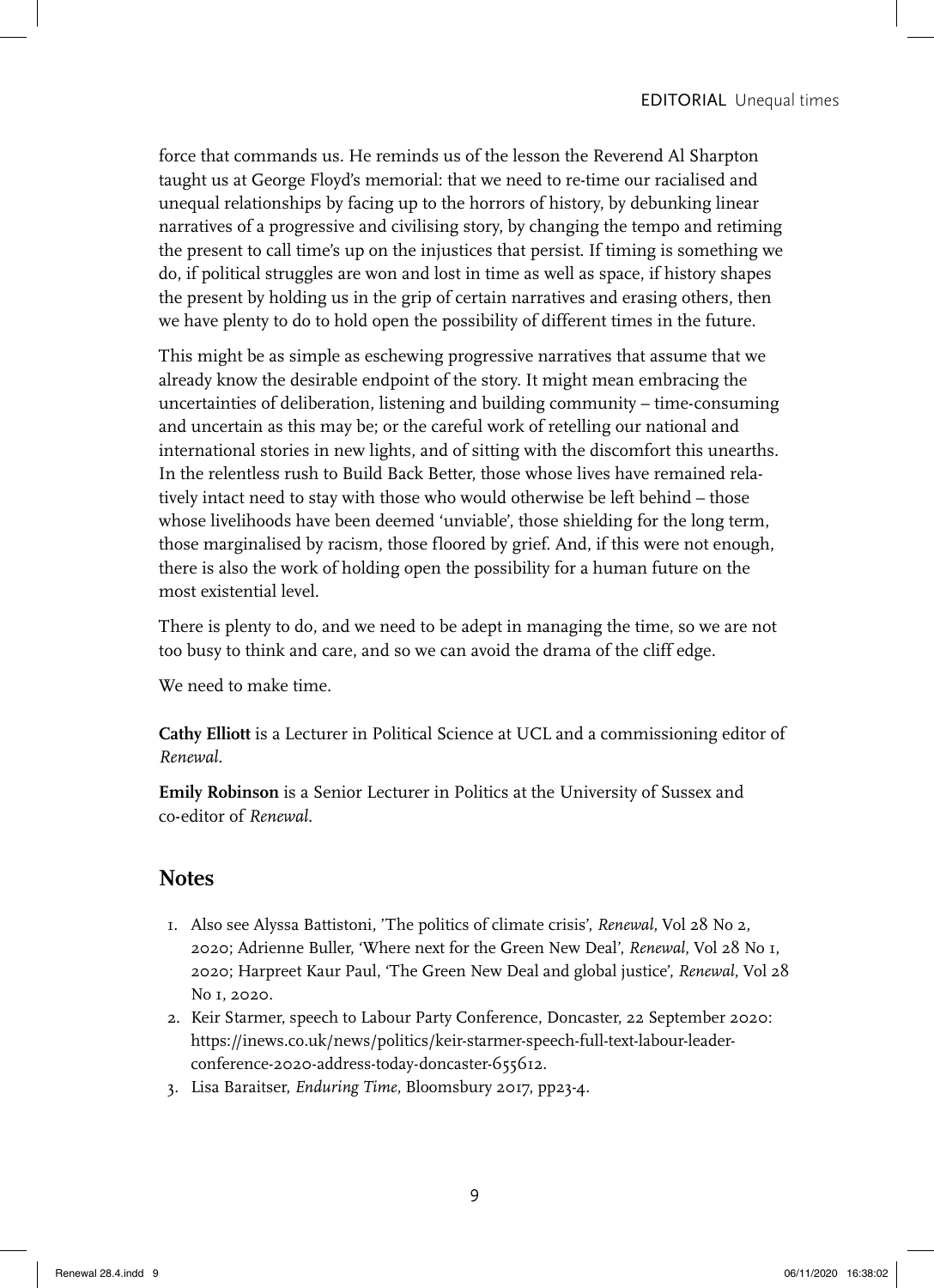force that commands us. He reminds us of the lesson the Reverend Al Sharpton taught us at George Floyd's memorial: that we need to re-time our racialised and unequal relationships by facing up to the horrors of history, by debunking linear narratives of a progressive and civilising story, by changing the tempo and retiming the present to call time's up on the injustices that persist. If timing is something we do, if political struggles are won and lost in time as well as space, if history shapes the present by holding us in the grip of certain narratives and erasing others, then we have plenty to do to hold open the possibility of different times in the future.

This might be as simple as eschewing progressive narratives that assume that we already know the desirable endpoint of the story. It might mean embracing the uncertainties of deliberation, listening and building community – time-consuming and uncertain as this may be; or the careful work of retelling our national and international stories in new lights, and of sitting with the discomfort this unearths. In the relentless rush to Build Back Better, those whose lives have remained relatively intact need to stay with those who would otherwise be left behind – those whose livelihoods have been deemed 'unviable', those shielding for the long term, those marginalised by racism, those floored by grief. And, if this were not enough, there is also the work of holding open the possibility for a human future on the most existential level.

There is plenty to do, and we need to be adept in managing the time, so we are not too busy to think and care, and so we can avoid the drama of the cliff edge.

We need to make time.

**Cathy Elliott** is a Lecturer in Political Science at UCL and a commissioning editor of *Renewal*.

**Emily Robinson** is a Senior Lecturer in Politics at the University of Sussex and co-editor of *Renewal*.

## Notes

1. Also see Alyssa Battistoni, 'The politics of climate crisis', *Renewal*, Vol 28 No 2, 2020; Adrienne Buller, 'Where next for the Green New Deal', *Renewal*, Vol 28 No 1, 2020; Harpreet Kaur Paul, 'The Green New Deal and global justice', *Renewal*, Vol 28 No 1, 2020.
2. Keir Starmer, speech to Labour Party Conference, Doncaster, 22 September 2020: https://inews.co.uk/news/politics/keir-starmer-speech-full-text-labour-leader-conference-2020-address-today-doncaster-655612.
3. Lisa Baraitser, *Enduring Time*, Bloomsbury 2017, pp23-4.